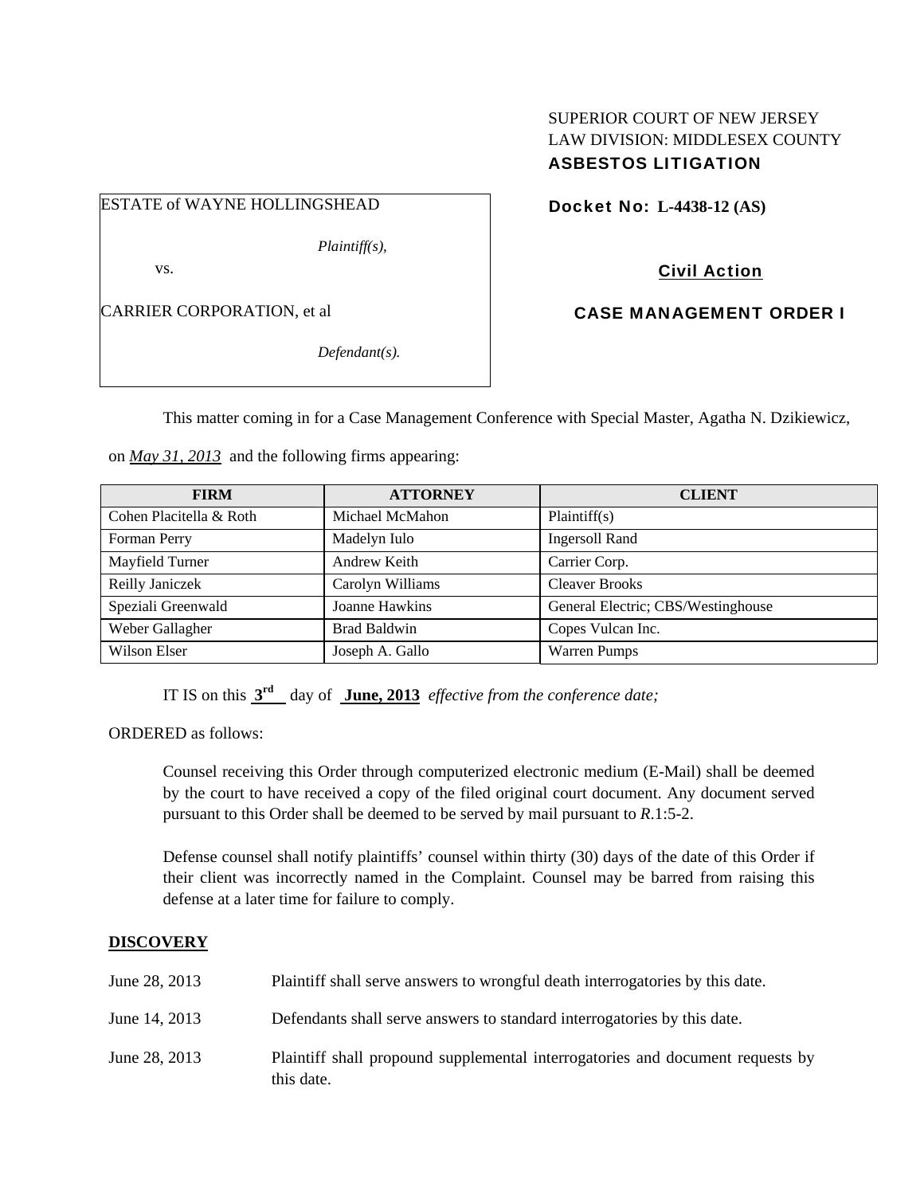SUPERIOR COURT OF NEW JERSEY
LAW DIVISION: MIDDLESEX COUNTY
**ASBESTOS LITIGATION**

ESTATE of WAYNE HOLLINGSHEAD

*Plaintiff(s),*

vs.

CARRIER CORPORATION, et al

*Defendant(s).*

**Docket No: L-4438-12 (AS)**

**Civil Action**

**CASE MANAGEMENT ORDER I**

This matter coming in for a Case Management Conference with Special Master, Agatha N. Dzikiewicz, on *May 31, 2013* and the following firms appearing:

| FIRM | ATTORNEY | CLIENT |
|---|---|---|
| Cohen Placitella & Roth | Michael McMahon | Plaintiff(s) |
| Forman Perry | Madelyn Iulo | Ingersoll Rand |
| Mayfield Turner | Andrew Keith | Carrier Corp. |
| Reilly Janiczek | Carolyn Williams | Cleaver Brooks |
| Speziali Greenwald | Joanne Hawkins | General Electric; CBS/Westinghouse |
| Weber Gallagher | Brad Baldwin | Copes Vulcan Inc. |
| Wilson Elser | Joseph A. Gallo | Warren Pumps |

IT IS on this **3rd** day of **June, 2013** *effective from the conference date;*

ORDERED as follows:

Counsel receiving this Order through computerized electronic medium (E-Mail) shall be deemed by the court to have received a copy of the filed original court document. Any document served pursuant to this Order shall be deemed to be served by mail pursuant to *R.*1:5-2.

Defense counsel shall notify plaintiffs' counsel within thirty (30) days of the date of this Order if their client was incorrectly named in the Complaint. Counsel may be barred from raising this defense at a later time for failure to comply.

**DISCOVERY**

June 28, 2013 — Plaintiff shall serve answers to wrongful death interrogatories by this date.

June 14, 2013 — Defendants shall serve answers to standard interrogatories by this date.

June 28, 2013 — Plaintiff shall propound supplemental interrogatories and document requests by this date.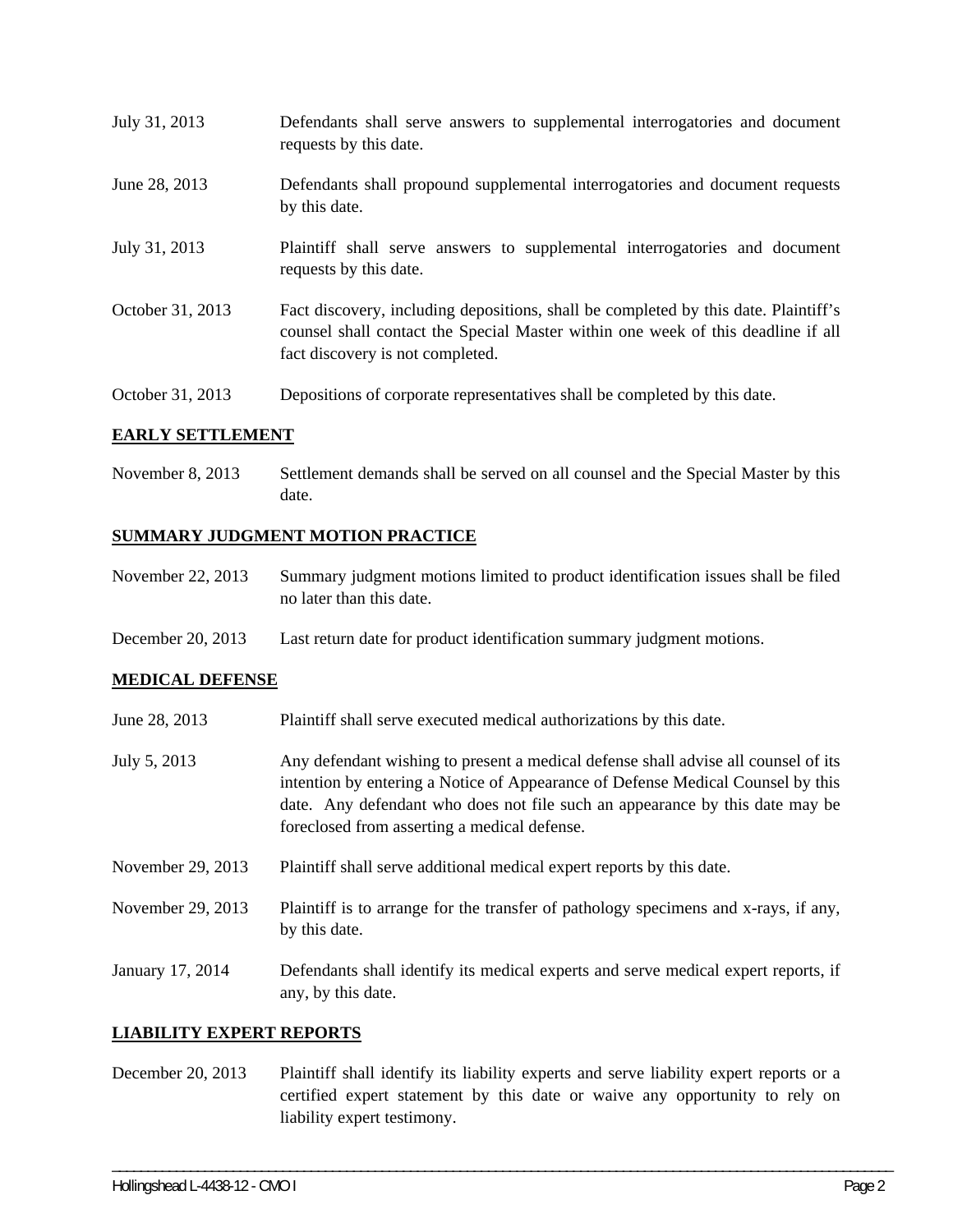| | |
|---|---|
| July 31, 2013 | Defendants shall serve answers to supplemental interrogatories and document requests by this date. |
| June 28, 2013 | Defendants shall propound supplemental interrogatories and document requests by this date. |
| July 31, 2013 | Plaintiff shall serve answers to supplemental interrogatories and document requests by this date. |
| October 31, 2013 | Fact discovery, including depositions, shall be completed by this date. Plaintiff's counsel shall contact the Special Master within one week of this deadline if all fact discovery is not completed. |
| October 31, 2013 | Depositions of corporate representatives shall be completed by this date. |

## EARLY SETTLEMENT

| | |
|---|---|
| November 8, 2013 | Settlement demands shall be served on all counsel and the Special Master by this date. |

## SUMMARY JUDGMENT MOTION PRACTICE

| | |
|---|---|
| November 22, 2013 | Summary judgment motions limited to product identification issues shall be filed no later than this date. |
| December 20, 2013 | Last return date for product identification summary judgment motions. |

## MEDICAL DEFENSE

| | |
|---|---|
| June 28, 2013 | Plaintiff shall serve executed medical authorizations by this date. |
| July 5, 2013 | Any defendant wishing to present a medical defense shall advise all counsel of its intention by entering a Notice of Appearance of Defense Medical Counsel by this date. Any defendant who does not file such an appearance by this date may be foreclosed from asserting a medical defense. |
| November 29, 2013 | Plaintiff shall serve additional medical expert reports by this date. |
| November 29, 2013 | Plaintiff is to arrange for the transfer of pathology specimens and x-rays, if any, by this date. |
| January 17, 2014 | Defendants shall identify its medical experts and serve medical expert reports, if any, by this date. |

## LIABILITY EXPERT REPORTS

| | |
|---|---|
| December 20, 2013 | Plaintiff shall identify its liability experts and serve liability expert reports or a certified expert statement by this date or waive any opportunity to rely on liability expert testimony. |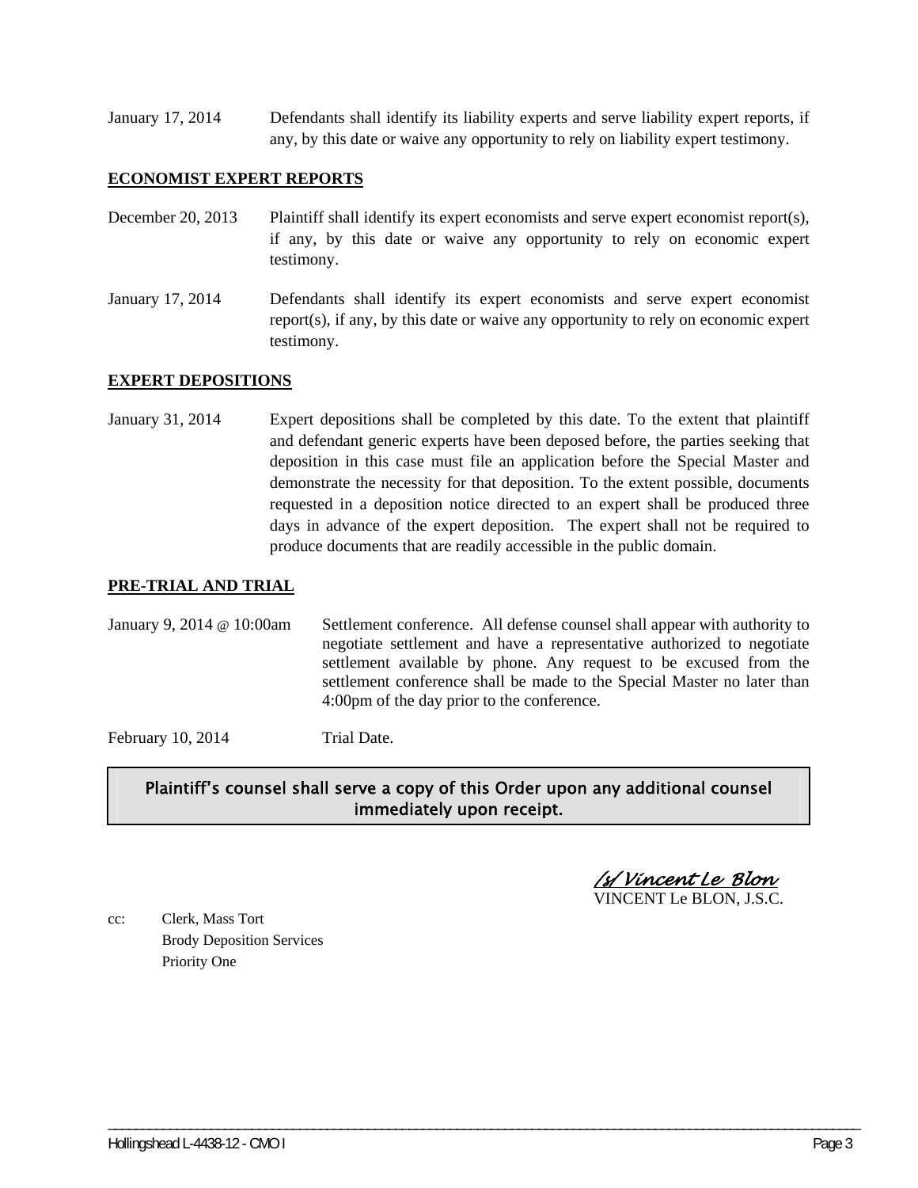January 17, 2014 Defendants shall identify its liability experts and serve liability expert reports, if any, by this date or waive any opportunity to rely on liability expert testimony.

**ECONOMIST EXPERT REPORTS**

December 20, 2013 Plaintiff shall identify its expert economists and serve expert economist report(s), if any, by this date or waive any opportunity to rely on economic expert testimony.

January 17, 2014 Defendants shall identify its expert economists and serve expert economist report(s), if any, by this date or waive any opportunity to rely on economic expert testimony.

**EXPERT DEPOSITIONS**

January 31, 2014 Expert depositions shall be completed by this date. To the extent that plaintiff and defendant generic experts have been deposed before, the parties seeking that deposition in this case must file an application before the Special Master and demonstrate the necessity for that deposition. To the extent possible, documents requested in a deposition notice directed to an expert shall be produced three days in advance of the expert deposition. The expert shall not be required to produce documents that are readily accessible in the public domain.

**PRE-TRIAL AND TRIAL**

January 9, 2014 @ 10:00am Settlement conference. All defense counsel shall appear with authority to negotiate settlement and have a representative authorized to negotiate settlement available by phone. Any request to be excused from the settlement conference shall be made to the Special Master no later than 4:00pm of the day prior to the conference.

February 10, 2014 Trial Date.

**Plaintiff's counsel shall serve a copy of this Order upon any additional counsel immediately upon receipt.**

/s/ Vincent Le Blon
VINCENT Le BLON, J.S.C.

cc: Clerk, Mass Tort
Brody Deposition Services
Priority One